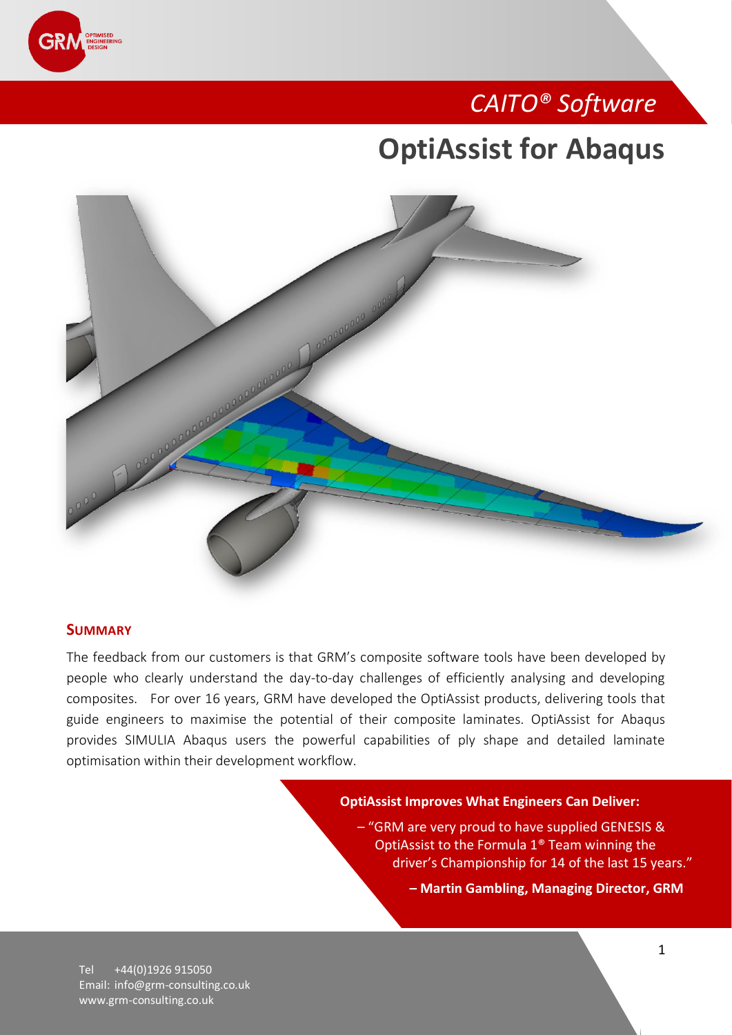*CAITO® Software*

# OptiAssist for Abaqus

## SUMMARY

The feedback from our customers is that GRM's composite software tools have been developed by people who clearly understand the day-to-day challenges of efficiently analysing and developing composites. For over 16 years, GRM have developed the OptiAssist products, delivering tools that guide engineers to maximise the potential of their composite laminates. OptiAssist for Abaqus provides SIMULIA Abaqus users the powerful capabilities of ply shape and detailed laminate optimisation within their development workflow.

**OptiAssist Improves What Engineers Can Deliver:**

– "GRM are very proud to have supplied GENESIS & OptiAssist to the Formula 1® Team winning the driver's Championship for 14 of the last 15 years."

**– Martin Gambling, Managing Director, GRM**

Tel +44(0)1926 915050
Email: info@grm-consulting.co.uk
www.grm-consulting.co.uk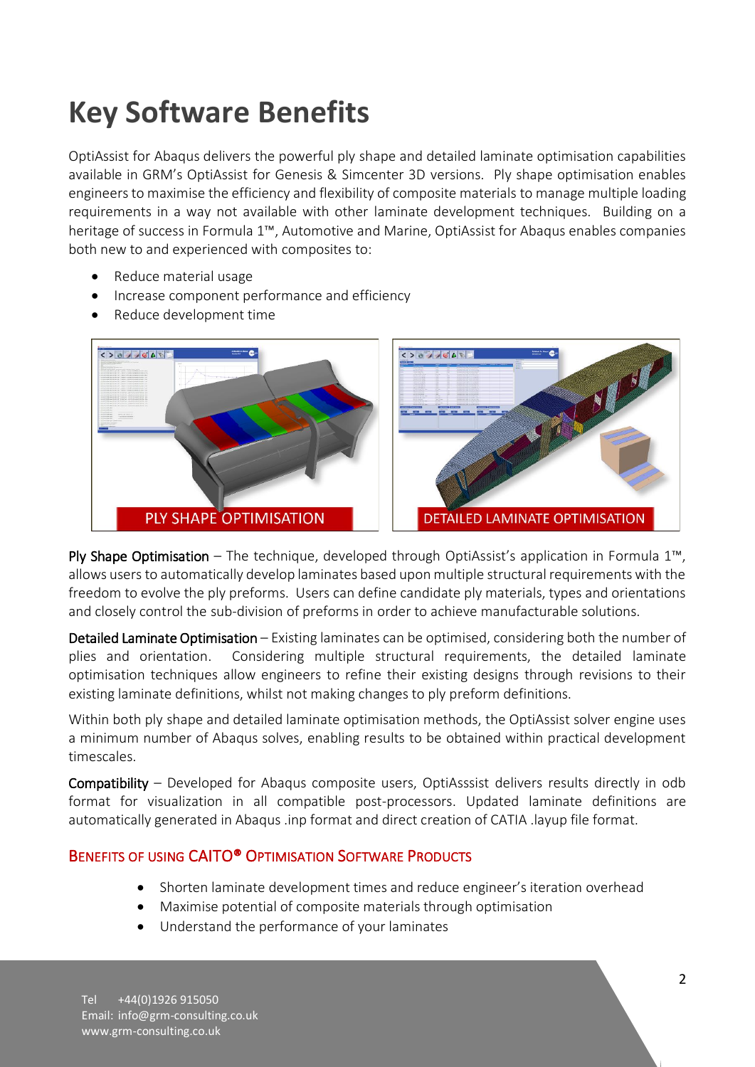# Key Software Benefits

OptiAssist for Abaqus delivers the powerful ply shape and detailed laminate optimisation capabilities available in GRM's OptiAssist for Genesis & Simcenter 3D versions. Ply shape optimisation enables engineers to maximise the efficiency and flexibility of composite materials to manage multiple loading requirements in a way not available with other laminate development techniques. Building on a heritage of success in Formula 1™, Automotive and Marine, OptiAssist for Abaqus enables companies both new to and experienced with composites to:

- Reduce material usage
- Increase component performance and efficiency
- Reduce development time

PLY SHAPE OPTIMISATION

DETAILED LAMINATE OPTIMISATION

**Ply Shape Optimisation** – The technique, developed through OptiAssist's application in Formula 1™, allows users to automatically develop laminates based upon multiple structural requirements with the freedom to evolve the ply preforms. Users can define candidate ply materials, types and orientations and closely control the sub-division of preforms in order to achieve manufacturable solutions.

**Detailed Laminate Optimisation** – Existing laminates can be optimised, considering both the number of plies and orientation. Considering multiple structural requirements, the detailed laminate optimisation techniques allow engineers to refine their existing designs through revisions to their existing laminate definitions, whilst not making changes to ply preform definitions.

Within both ply shape and detailed laminate optimisation methods, the OptiAssist solver engine uses a minimum number of Abaqus solves, enabling results to be obtained within practical development timescales.

**Compatibility** – Developed for Abaqus composite users, OptiAsssist delivers results directly in odb format for visualization in all compatible post-processors. Updated laminate definitions are automatically generated in Abaqus .inp format and direct creation of CATIA .layup file format.

## Benefits of using CAITO® Optimisation Software Products

- Shorten laminate development times and reduce engineer's iteration overhead
- Maximise potential of composite materials through optimisation
- Understand the performance of your laminates

Tel +44(0)1926 915050
Email: info@grm-consulting.co.uk
www.grm-consulting.co.uk